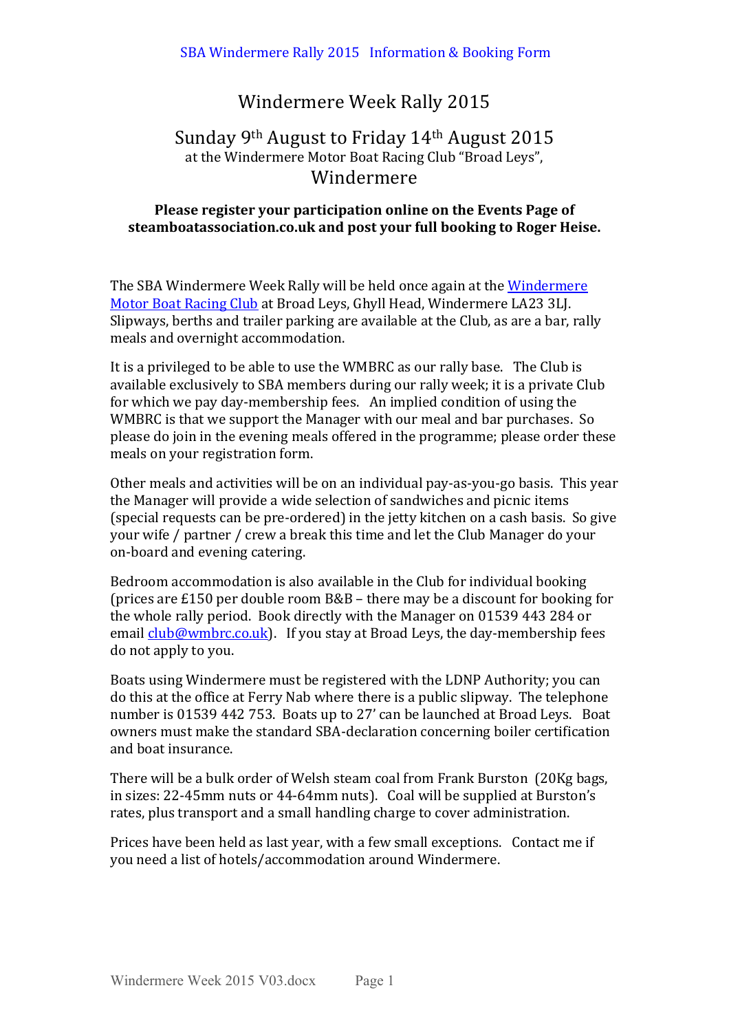# Windermere Week Rally 2015

## Sunday 9th August to Friday 14th August 2015

at the Windermere Motor Boat Racing Club "Broad Leys",

## Windermere

**Please register your participation online on the Events Page of steamboatassociation.co.uk and post your full booking to Roger Heise.**

The SBA Windermere Week Rally will be held once again at the Windermere Motor Boat Racing Club at Broad Leys, Ghyll Head, Windermere LA23 3LJ. Slipways, berths and trailer parking are available at the Club, as are a bar, rally meals and overnight accommodation.

It is a privileged to be able to use the WMBRC as our rally base. The Club is available exclusively to SBA members during our rally week; it is a private Club for which we pay day-membership fees. An implied condition of using the WMBRC is that we support the Manager with our meal and bar purchases. So please do join in the evening meals offered in the programme; please order these meals on your registration form.

Other meals and activities will be on an individual pay-as-you-go basis. This year the Manager will provide a wide selection of sandwiches and picnic items (special requests can be pre-ordered) in the jetty kitchen on a cash basis. So give your wife / partner / crew a break this time and let the Club Manager do your on-board and evening catering.

Bedroom accommodation is also available in the Club for individual booking (prices are £150 per double room B&B – there may be a discount for booking for the whole rally period. Book directly with the Manager on 01539 443 284 or email club@wmbrc.co.uk). If you stay at Broad Leys, the day-membership fees do not apply to you.

Boats using Windermere must be registered with the LDNP Authority; you can do this at the office at Ferry Nab where there is a public slipway. The telephone number is 01539 442 753. Boats up to 27' can be launched at Broad Leys. Boat owners must make the standard SBA-declaration concerning boiler certification and boat insurance.

There will be a bulk order of Welsh steam coal from Frank Burston (20Kg bags, in sizes: 22-45mm nuts or 44-64mm nuts). Coal will be supplied at Burston's rates, plus transport and a small handling charge to cover administration.

Prices have been held as last year, with a few small exceptions. Contact me if you need a list of hotels/accommodation around Windermere.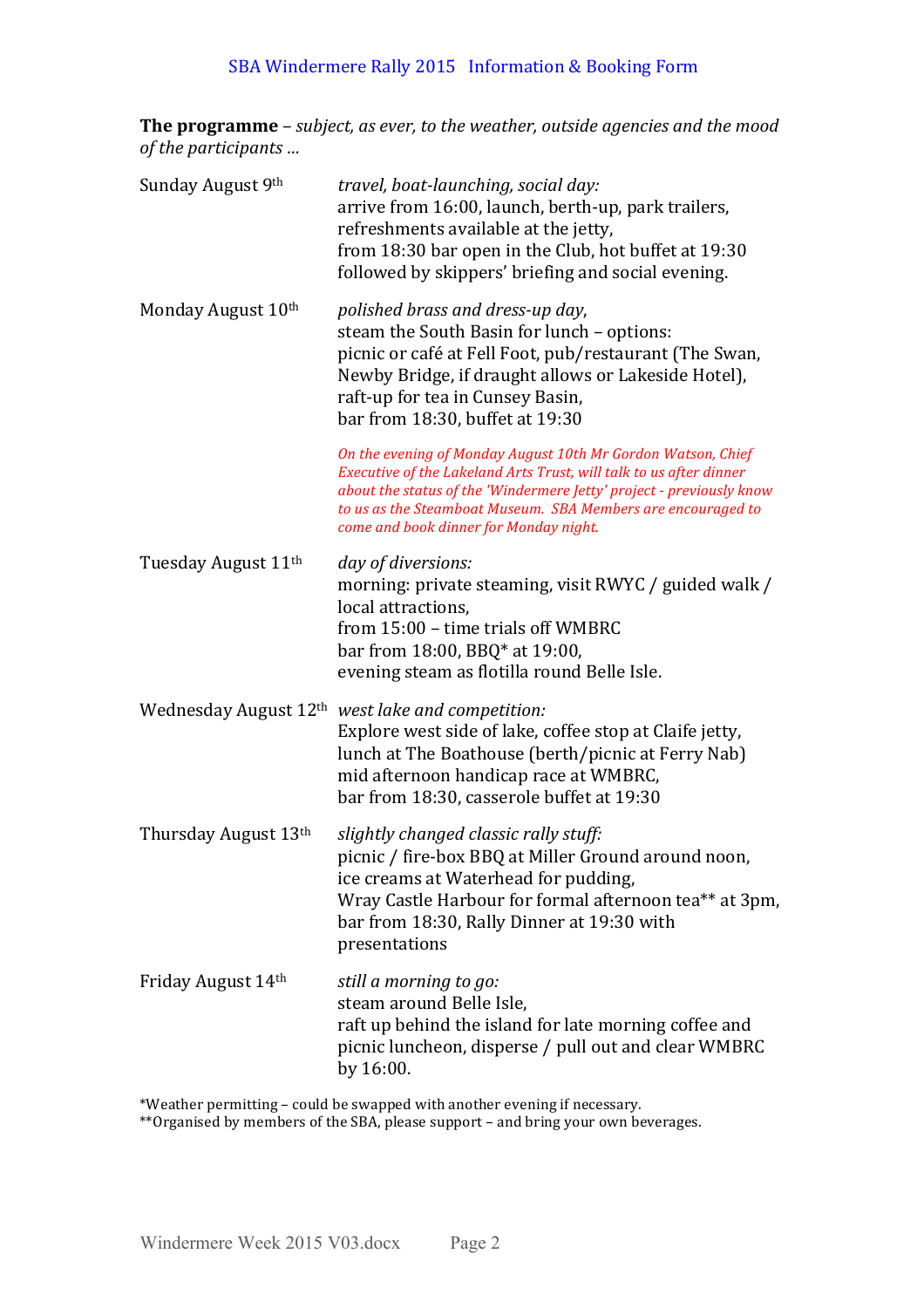SBA Windermere Rally 2015 Information & Booking Form

**The programme** – *subject, as ever, to the weather, outside agencies and the mood of the participants …*

| | |
|---|---|
| Sunday August 9th | *travel, boat-launching, social day:*<br>arrive from 16:00, launch, berth-up, park trailers, refreshments available at the jetty,<br>from 18:30 bar open in the Club, hot buffet at 19:30 followed by skippers' briefing and social evening. |
| Monday August 10th | *polished brass and dress-up day*,<br>steam the South Basin for lunch – options:<br>picnic or café at Fell Foot, pub/restaurant (The Swan, Newby Bridge, if draught allows or Lakeside Hotel),<br>raft-up for tea in Cunsey Basin,<br>bar from 18:30, buffet at 19:30<br><br>*On the evening of Monday August 10th Mr Gordon Watson, Chief Executive of the Lakeland Arts Trust, will talk to us after dinner about the status of the 'Windermere Jetty' project - previously know to us as the Steamboat Museum. SBA Members are encouraged to come and book dinner for Monday night.* |
| Tuesday August 11th | *day of diversions:*<br>morning: private steaming, visit RWYC / guided walk / local attractions,<br>from 15:00 – time trials off WMBRC<br>bar from 18:00, BBQ* at 19:00,<br>evening steam as flotilla round Belle Isle. |
| Wednesday August 12th | *west lake and competition:*<br>Explore west side of lake, coffee stop at Claife jetty,<br>lunch at The Boathouse (berth/picnic at Ferry Nab)<br>mid afternoon handicap race at WMBRC,<br>bar from 18:30, casserole buffet at 19:30 |
| Thursday August 13th | *slightly changed classic rally stuff:*<br>picnic / fire-box BBQ at Miller Ground around noon,<br>ice creams at Waterhead for pudding,<br>Wray Castle Harbour for formal afternoon tea** at 3pm,<br>bar from 18:30, Rally Dinner at 19:30 with presentations |
| Friday August 14th | *still a morning to go:*<br>steam around Belle Isle,<br>raft up behind the island for late morning coffee and picnic luncheon, disperse / pull out and clear WMBRC by 16:00. |

*Weather permitting – could be swapped with another evening if necessary.
**Organised by members of the SBA, please support – and bring your own beverages.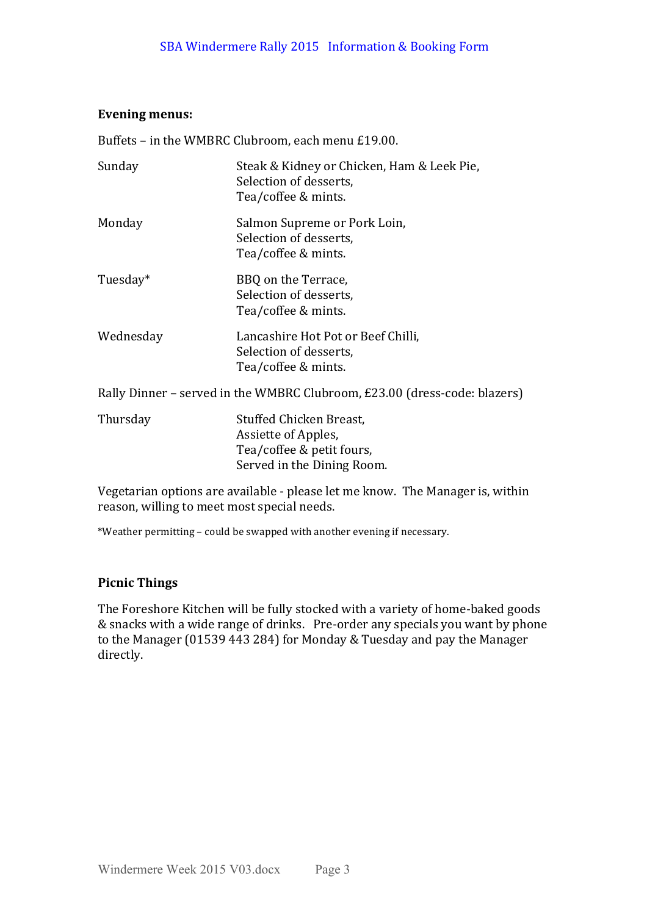**Evening menus:**

Buffets – in the WMBRC Clubroom, each menu £19.00.

| | |
|---|---|
| Sunday | Steak & Kidney or Chicken, Ham & Leek Pie, Selection of desserts, Tea/coffee & mints. |
| Monday | Salmon Supreme or Pork Loin, Selection of desserts, Tea/coffee & mints. |
| Tuesday* | BBQ on the Terrace, Selection of desserts, Tea/coffee & mints. |
| Wednesday | Lancashire Hot Pot or Beef Chilli, Selection of desserts, Tea/coffee & mints. |

Rally Dinner – served in the WMBRC Clubroom, £23.00 (dress-code: blazers)

| | |
|---|---|
| Thursday | Stuffed Chicken Breast, Assiette of Apples, Tea/coffee & petit fours, Served in the Dining Room. |

Vegetarian options are available - please let me know. The Manager is, within reason, willing to meet most special needs.

*Weather permitting – could be swapped with another evening if necessary.

**Picnic Things**

The Foreshore Kitchen will be fully stocked with a variety of home-baked goods & snacks with a wide range of drinks. Pre-order any specials you want by phone to the Manager (01539 443 284) for Monday & Tuesday and pay the Manager directly.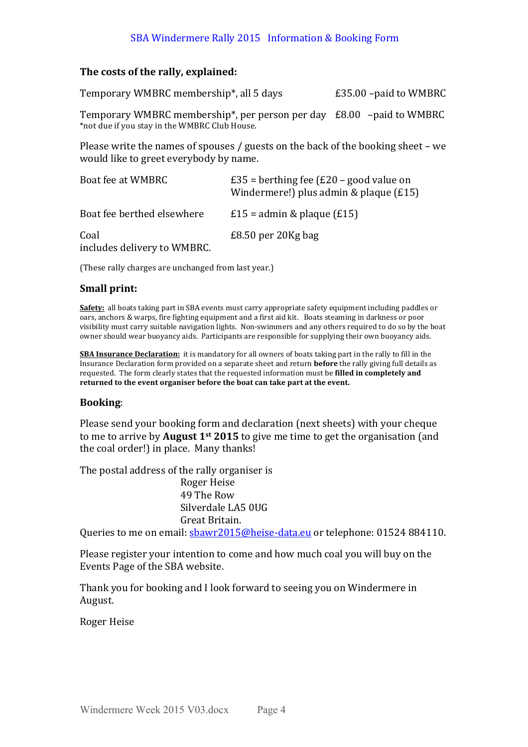SBA Windermere Rally 2015 Information & Booking Form

### The costs of the rally, explained:

| | |
|---|---|
| Temporary WMBRC membership*, all 5 days | £35.00 –paid to WMBRC |
| Temporary WMBRC membership*, per person per day | £8.00 –paid to WMBRC |

*not due if you stay in the WMBRC Club House.

Please write the names of spouses / guests on the back of the booking sheet – we would like to greet everybody by name.

| | |
|---|---|
| Boat fee at WMBRC | £35 = berthing fee (£20 – good value on Windermere!) plus admin & plaque (£15) |
| Boat fee berthed elsewhere | £15 = admin & plaque (£15) |
| Coal includes delivery to WMBRC. | £8.50 per 20Kg bag |

(These rally charges are unchanged from last year.)

### Small print:

**Safety:** all boats taking part in SBA events must carry appropriate safety equipment including paddles or oars, anchors & warps, fire fighting equipment and a first aid kit. Boats steaming in darkness or poor visibility must carry suitable navigation lights. Non-swimmers and any others required to do so by the boat owner should wear buoyancy aids. Participants are responsible for supplying their own buoyancy aids.

**SBA Insurance Declaration:** it is mandatory for all owners of boats taking part in the rally to fill in the Insurance Declaration form provided on a separate sheet and return **before** the rally giving full details as requested. The form clearly states that the requested information must be **filled in completely and returned to the event organiser before the boat can take part at the event.**

### Booking:

Please send your booking form and declaration (next sheets) with your cheque to me to arrive by **August 1st 2015** to give me time to get the organisation (and the coal order!) in place. Many thanks!

The postal address of the rally organiser is

Roger Heise
49 The Row
Silverdale LA5 0UG
Great Britain.

Queries to me on email: sbawr2015@heise-data.eu or telephone: 01524 884110.

Please register your intention to come and how much coal you will buy on the Events Page of the SBA website.

Thank you for booking and I look forward to seeing you on Windermere in August.

Roger Heise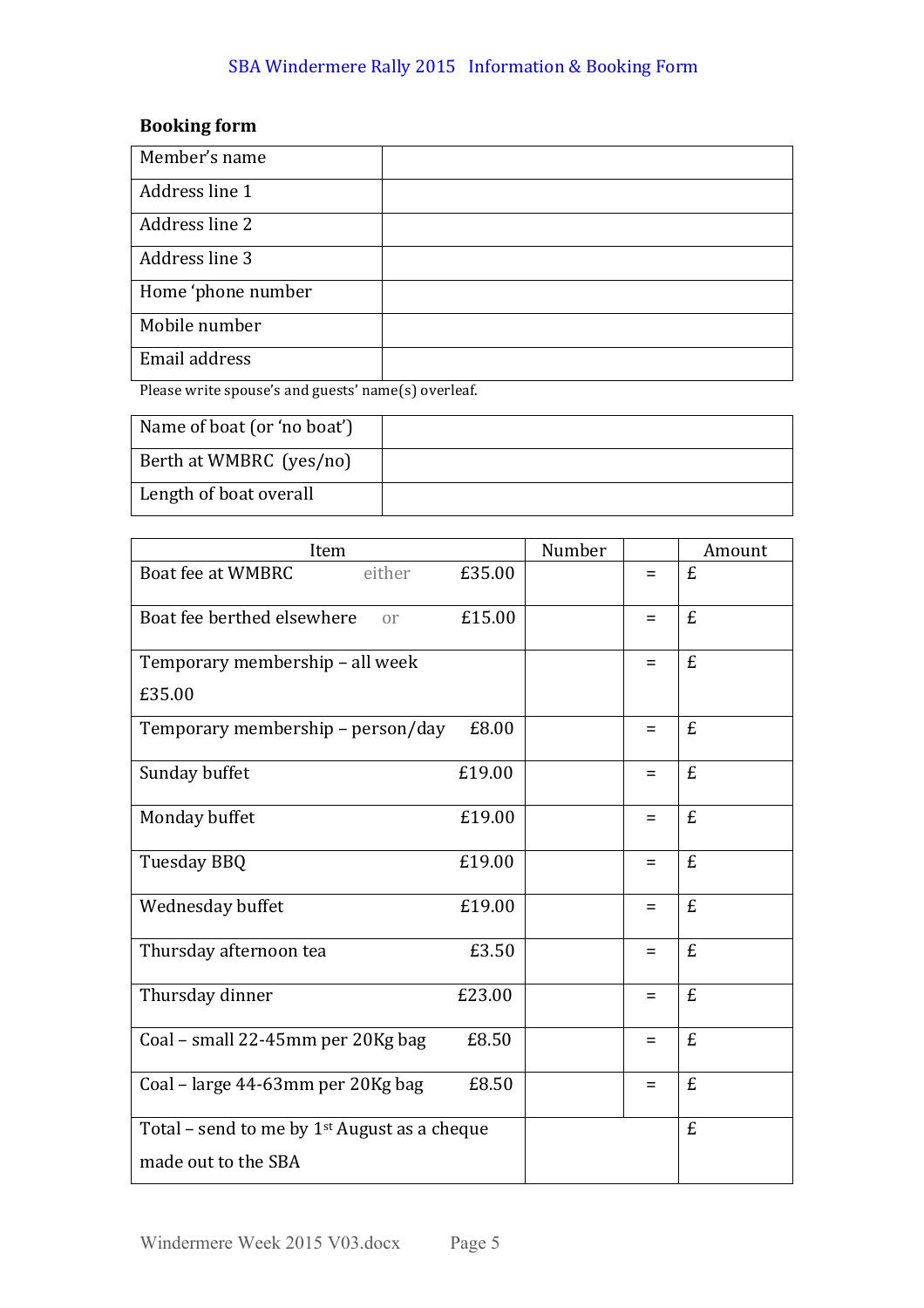SBA Windermere Rally 2015 Information & Booking Form

## Booking form

| Member's name | |
|---|---|
| Address line 1 | |
| Address line 2 | |
| Address line 3 | |
| Home 'phone number | |
| Mobile number | |
| Email address | |

Please write spouse's and guests' name(s) overleaf.

| Name of boat (or 'no boat') | |
|---|---|
| Berth at WMBRC (yes/no) | |
| Length of boat overall | |

| Item | | Number | | Amount |
|---|---|---|---|---|
| Boat fee at WMBRC either | £35.00 | | = | £ |
| Boat fee berthed elsewhere or | £15.00 | | = | £ |
| Temporary membership – all week £35.00 | | | = | £ |
| Temporary membership – person/day | £8.00 | | = | £ |
| Sunday buffet | £19.00 | | = | £ |
| Monday buffet | £19.00 | | = | £ |
| Tuesday BBQ | £19.00 | | = | £ |
| Wednesday buffet | £19.00 | | = | £ |
| Thursday afternoon tea | £3.50 | | = | £ |
| Thursday dinner | £23.00 | | = | £ |
| Coal – small 22-45mm per 20Kg bag | £8.50 | | = | £ |
| Coal – large 44-63mm per 20Kg bag | £8.50 | | = | £ |
| Total – send to me by 1st August as a cheque made out to the SBA | | | | £ |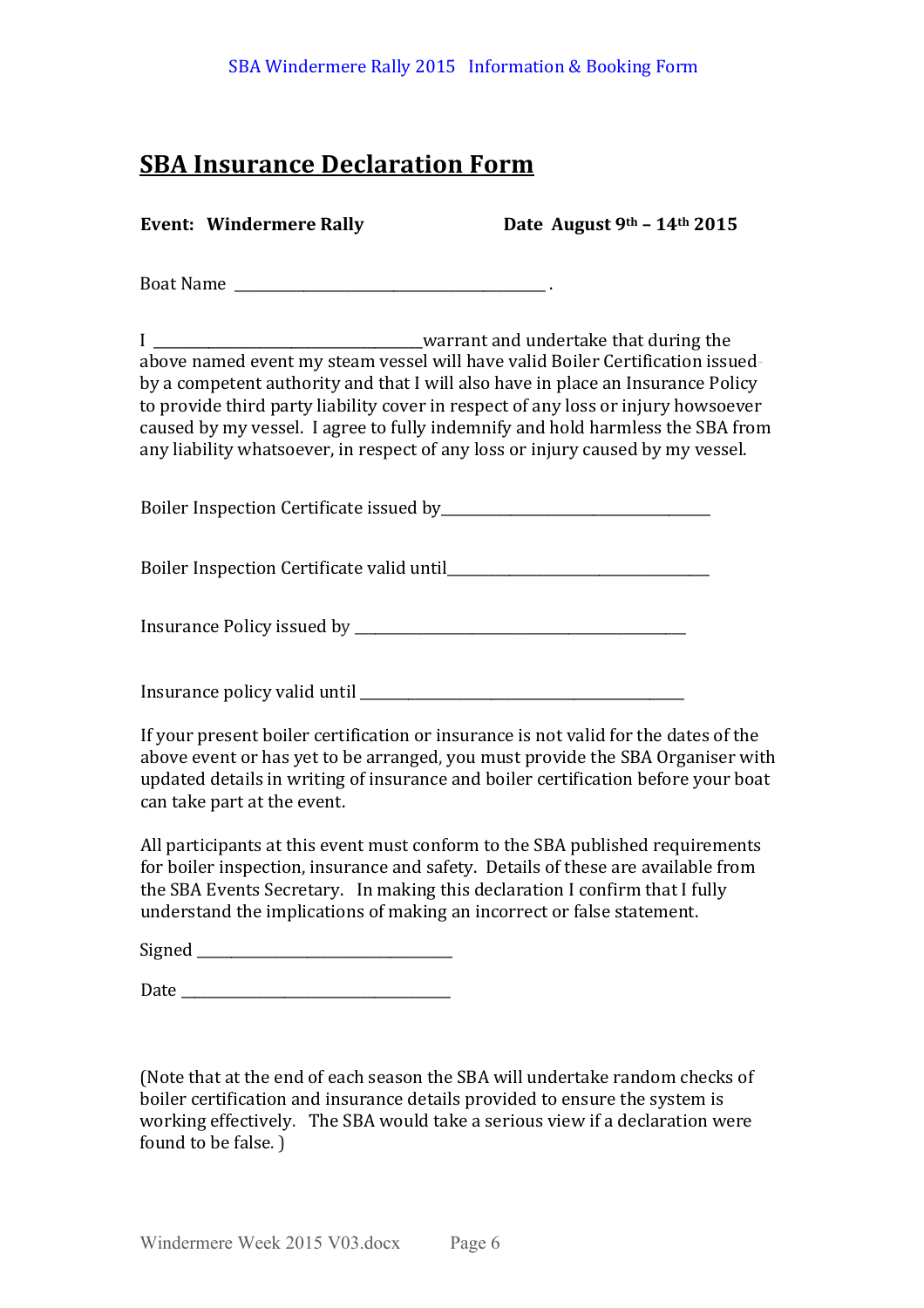## SBA Insurance Declaration Form

**Event: Windermere Rally** **Date August 9th – 14th 2015**

Boat Name \_\_\_\_\_\_\_\_\_\_\_\_\_\_\_\_\_\_\_\_\_\_\_\_\_\_\_\_\_\_\_\_\_\_\_\_\_\_\_ .

I \_\_\_\_\_\_\_\_\_\_\_\_\_\_\_\_\_\_\_\_\_\_\_\_\_\_\_\_\_\_\_\_\_\_\_\_warrant and undertake that during the above named event my steam vessel will have valid Boiler Certification issued by a competent authority and that I will also have in place an Insurance Policy to provide third party liability cover in respect of any loss or injury howsoever caused by my vessel. I agree to fully indemnify and hold harmless the SBA from any liability whatsoever, in respect of any loss or injury caused by my vessel.

Boiler Inspection Certificate issued by\_\_\_\_\_\_\_\_\_\_\_\_\_\_\_\_\_\_\_\_\_\_\_\_\_\_\_\_\_\_\_\_\_\_\_\_

Boiler Inspection Certificate valid until\_\_\_\_\_\_\_\_\_\_\_\_\_\_\_\_\_\_\_\_\_\_\_\_\_\_\_\_\_\_\_\_\_\_\_

Insurance Policy issued by \_\_\_\_\_\_\_\_\_\_\_\_\_\_\_\_\_\_\_\_\_\_\_\_\_\_\_\_\_\_\_\_\_\_\_\_\_\_\_\_\_\_

Insurance policy valid until \_\_\_\_\_\_\_\_\_\_\_\_\_\_\_\_\_\_\_\_\_\_\_\_\_\_\_\_\_\_\_\_\_\_\_\_\_\_\_\_\_

If your present boiler certification or insurance is not valid for the dates of the above event or has yet to be arranged, you must provide the SBA Organiser with updated details in writing of insurance and boiler certification before your boat can take part at the event.

All participants at this event must conform to the SBA published requirements for boiler inspection, insurance and safety. Details of these are available from the SBA Events Secretary. In making this declaration I confirm that I fully understand the implications of making an incorrect or false statement.

Signed \_\_\_\_\_\_\_\_\_\_\_\_\_\_\_\_\_\_\_\_\_\_\_\_\_\_\_\_\_\_\_\_\_\_

Date \_\_\_\_\_\_\_\_\_\_\_\_\_\_\_\_\_\_\_\_\_\_\_\_\_\_\_\_\_\_\_\_\_\_\_\_

(Note that at the end of each season the SBA will undertake random checks of boiler certification and insurance details provided to ensure the system is working effectively. The SBA would take a serious view if a declaration were found to be false. )